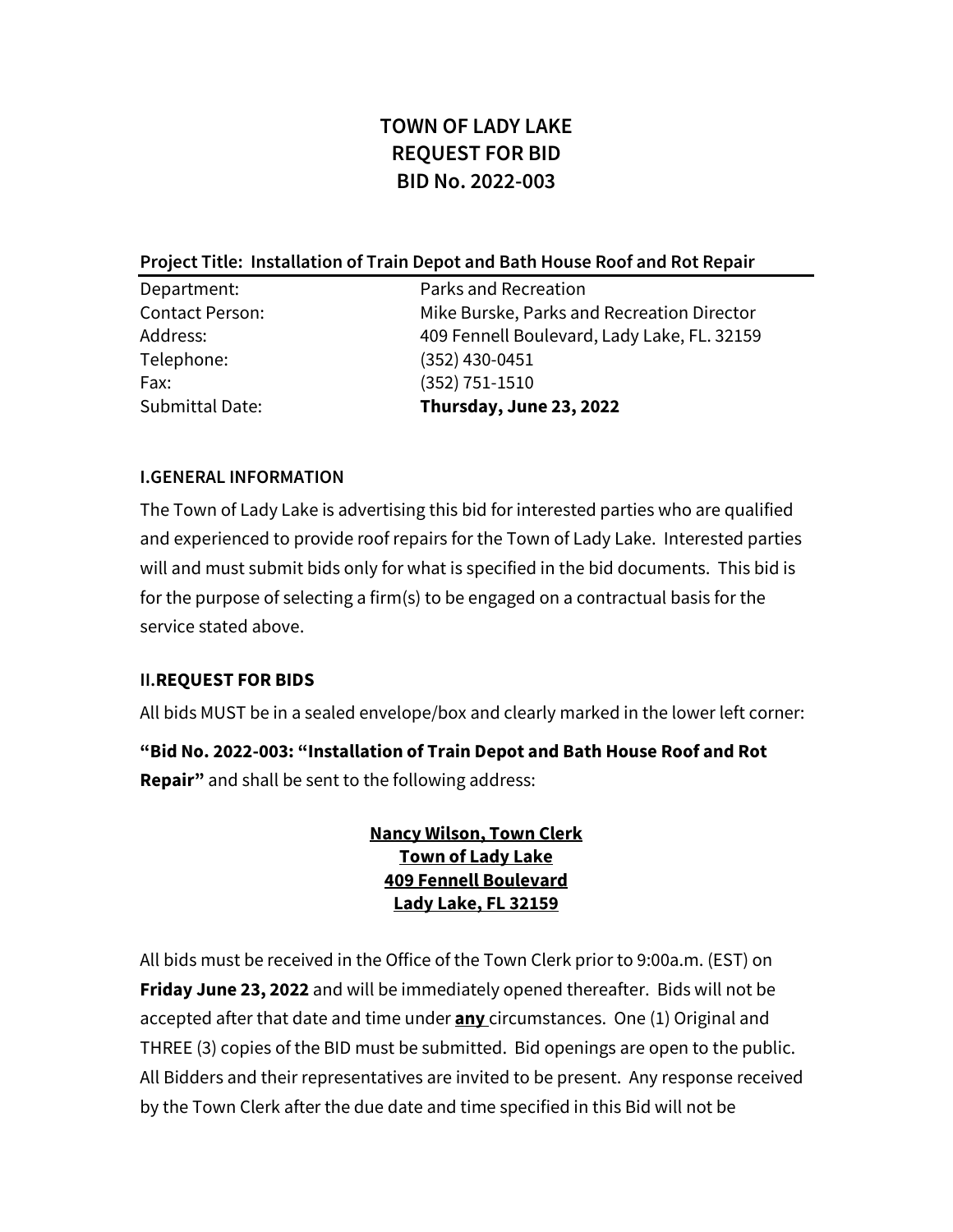# TOWN OF LADY LAKE
# REQUEST FOR BID
# BID No. 2022-003

**Project Title: Installation of Train Depot and Bath House Roof and Rot Repair**

| | |
|---|---|
| Department: | Parks and Recreation |
| Contact Person: | Mike Burske, Parks and Recreation Director |
| Address: | 409 Fennell Boulevard, Lady Lake, FL. 32159 |
| Telephone: | (352) 430-0451 |
| Fax: | (352) 751-1510 |
| Submittal Date: | **Thursday, June 23, 2022** |

## I.GENERAL INFORMATION

The Town of Lady Lake is advertising this bid for interested parties who are qualified and experienced to provide roof repairs for the Town of Lady Lake. Interested parties will and must submit bids only for what is specified in the bid documents. This bid is for the purpose of selecting a firm(s) to be engaged on a contractual basis for the service stated above.

## II.REQUEST FOR BIDS

All bids MUST be in a sealed envelope/box and clearly marked in the lower left corner:

**"Bid No. 2022-003: "Installation of Train Depot and Bath House Roof and Rot Repair"** and shall be sent to the following address:

**Nancy Wilson, Town Clerk**
**Town of Lady Lake**
**409 Fennell Boulevard**
**Lady Lake, FL 32159**

All bids must be received in the Office of the Town Clerk prior to 9:00a.m. (EST) on **Friday June 23, 2022** and will be immediately opened thereafter. Bids will not be accepted after that date and time under **any** circumstances. One (1) Original and THREE (3) copies of the BID must be submitted. Bid openings are open to the public. All Bidders and their representatives are invited to be present. Any response received by the Town Clerk after the due date and time specified in this Bid will not be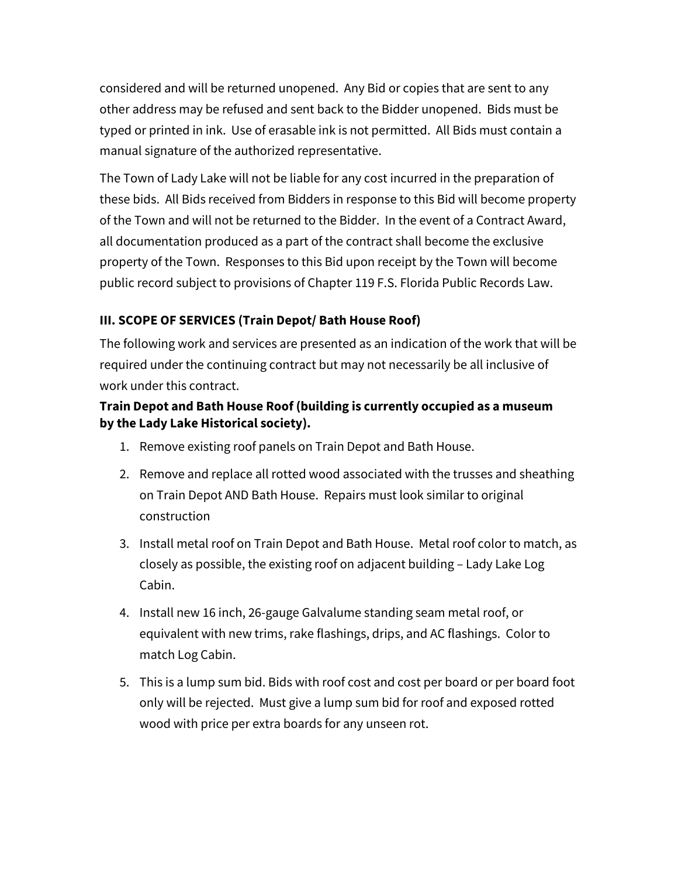considered and will be returned unopened. Any Bid or copies that are sent to any other address may be refused and sent back to the Bidder unopened. Bids must be typed or printed in ink. Use of erasable ink is not permitted. All Bids must contain a manual signature of the authorized representative.

The Town of Lady Lake will not be liable for any cost incurred in the preparation of these bids. All Bids received from Bidders in response to this Bid will become property of the Town and will not be returned to the Bidder. In the event of a Contract Award, all documentation produced as a part of the contract shall become the exclusive property of the Town. Responses to this Bid upon receipt by the Town will become public record subject to provisions of Chapter 119 F.S. Florida Public Records Law.

### III. SCOPE OF SERVICES (Train Depot/ Bath House Roof)

The following work and services are presented as an indication of the work that will be required under the continuing contract but may not necessarily be all inclusive of work under this contract.

**Train Depot and Bath House Roof (building is currently occupied as a museum by the Lady Lake Historical society).**

1. Remove existing roof panels on Train Depot and Bath House.
2. Remove and replace all rotted wood associated with the trusses and sheathing on Train Depot AND Bath House. Repairs must look similar to original construction
3. Install metal roof on Train Depot and Bath House. Metal roof color to match, as closely as possible, the existing roof on adjacent building – Lady Lake Log Cabin.
4. Install new 16 inch, 26-gauge Galvalume standing seam metal roof, or equivalent with new trims, rake flashings, drips, and AC flashings. Color to match Log Cabin.
5. This is a lump sum bid. Bids with roof cost and cost per board or per board foot only will be rejected. Must give a lump sum bid for roof and exposed rotted wood with price per extra boards for any unseen rot.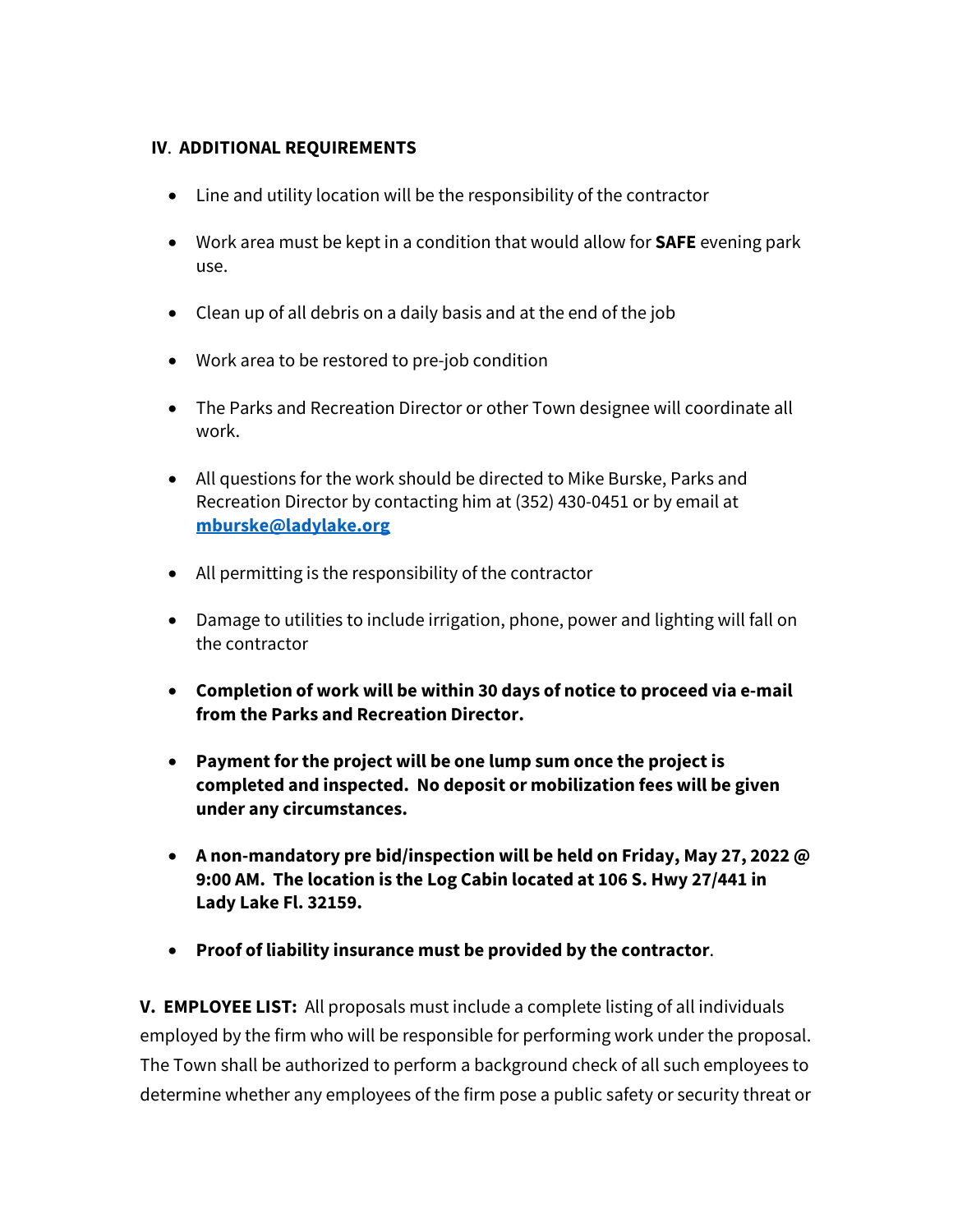## IV. ADDITIONAL REQUIREMENTS

- Line and utility location will be the responsibility of the contractor
- Work area must be kept in a condition that would allow for **SAFE** evening park use.
- Clean up of all debris on a daily basis and at the end of the job
- Work area to be restored to pre-job condition
- The Parks and Recreation Director or other Town designee will coordinate all work.
- All questions for the work should be directed to Mike Burske, Parks and Recreation Director by contacting him at (352) 430-0451 or by email at **mburske@ladylake.org**
- All permitting is the responsibility of the contractor
- Damage to utilities to include irrigation, phone, power and lighting will fall on the contractor
- **Completion of work will be within 30 days of notice to proceed via e-mail from the Parks and Recreation Director.**
- **Payment for the project will be one lump sum once the project is completed and inspected. No deposit or mobilization fees will be given under any circumstances.**
- **A non-mandatory pre bid/inspection will be held on Friday, May 27, 2022 @ 9:00 AM. The location is the Log Cabin located at 106 S. Hwy 27/441 in Lady Lake Fl. 32159.**
- **Proof of liability insurance must be provided by the contractor**.

**V. EMPLOYEE LIST:** All proposals must include a complete listing of all individuals employed by the firm who will be responsible for performing work under the proposal. The Town shall be authorized to perform a background check of all such employees to determine whether any employees of the firm pose a public safety or security threat or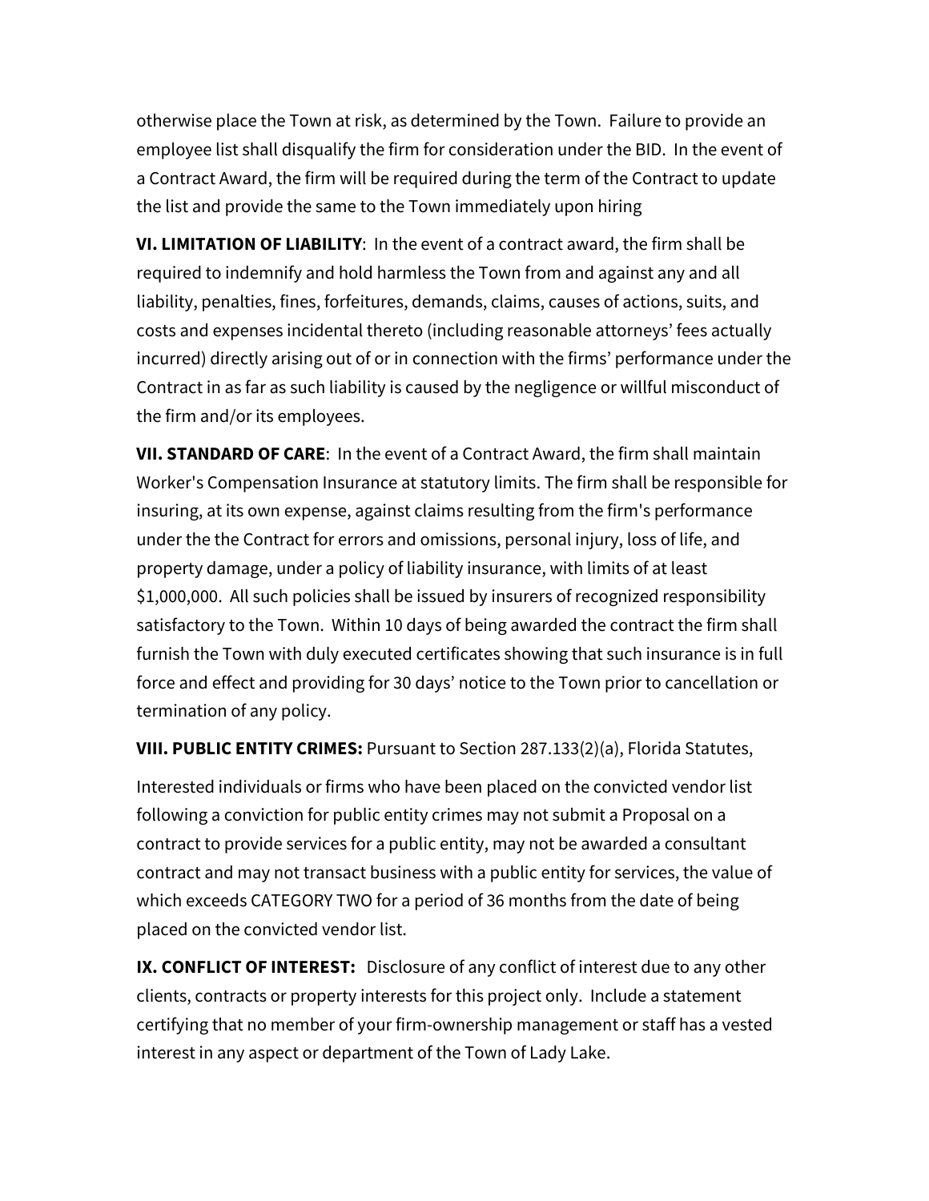otherwise place the Town at risk, as determined by the Town. Failure to provide an employee list shall disqualify the firm for consideration under the BID. In the event of a Contract Award, the firm will be required during the term of the Contract to update the list and provide the same to the Town immediately upon hiring

**VI. LIMITATION OF LIABILITY**: In the event of a contract award, the firm shall be required to indemnify and hold harmless the Town from and against any and all liability, penalties, fines, forfeitures, demands, claims, causes of actions, suits, and costs and expenses incidental thereto (including reasonable attorneys' fees actually incurred) directly arising out of or in connection with the firms' performance under the Contract in as far as such liability is caused by the negligence or willful misconduct of the firm and/or its employees.

**VII. STANDARD OF CARE**: In the event of a Contract Award, the firm shall maintain Worker's Compensation Insurance at statutory limits. The firm shall be responsible for insuring, at its own expense, against claims resulting from the firm's performance under the the Contract for errors and omissions, personal injury, loss of life, and property damage, under a policy of liability insurance, with limits of at least $1,000,000. All such policies shall be issued by insurers of recognized responsibility satisfactory to the Town. Within 10 days of being awarded the contract the firm shall furnish the Town with duly executed certificates showing that such insurance is in full force and effect and providing for 30 days' notice to the Town prior to cancellation or termination of any policy.

**VIII. PUBLIC ENTITY CRIMES:** Pursuant to Section 287.133(2)(a), Florida Statutes,

Interested individuals or firms who have been placed on the convicted vendor list following a conviction for public entity crimes may not submit a Proposal on a contract to provide services for a public entity, may not be awarded a consultant contract and may not transact business with a public entity for services, the value of which exceeds CATEGORY TWO for a period of 36 months from the date of being placed on the convicted vendor list.

**IX. CONFLICT OF INTEREST:** Disclosure of any conflict of interest due to any other clients, contracts or property interests for this project only. Include a statement certifying that no member of your firm-ownership management or staff has a vested interest in any aspect or department of the Town of Lady Lake.